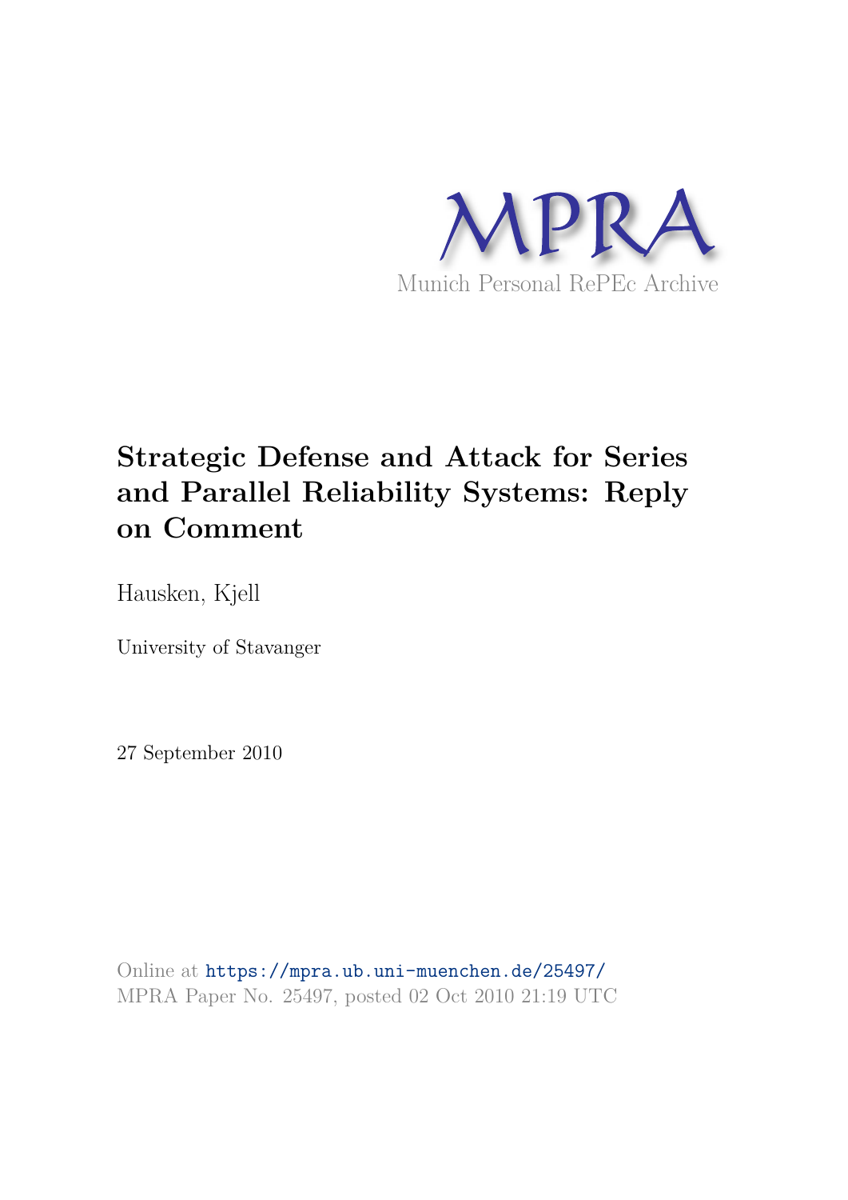MPRA

Munich Personal RePEc Archive

# Strategic Defense and Attack for Series and Parallel Reliability Systems: Reply on Comment

Hausken, Kjell

University of Stavanger

27 September 2010

Online at https://mpra.ub.uni-muenchen.de/25497/
MPRA Paper No. 25497, posted 02 Oct 2010 21:19 UTC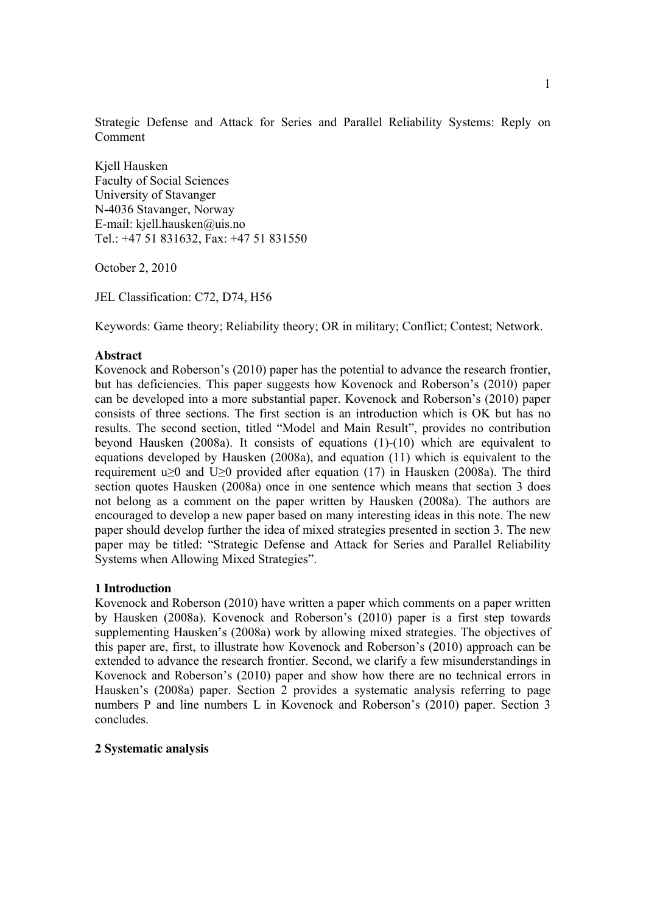Strategic Defense and Attack for Series and Parallel Reliability Systems: Reply on Comment

Kjell Hausken
Faculty of Social Sciences
University of Stavanger
N-4036 Stavanger, Norway
E-mail: kjell.hausken@uis.no
Tel.: +47 51 831632, Fax: +47 51 831550

October 2, 2010

JEL Classification: C72, D74, H56

Keywords: Game theory; Reliability theory; OR in military; Conflict; Contest; Network.

**Abstract**

Kovenock and Roberson's (2010) paper has the potential to advance the research frontier, but has deficiencies. This paper suggests how Kovenock and Roberson's (2010) paper can be developed into a more substantial paper. Kovenock and Roberson's (2010) paper consists of three sections. The first section is an introduction which is OK but has no results. The second section, titled "Model and Main Result", provides no contribution beyond Hausken (2008a). It consists of equations (1)-(10) which are equivalent to equations developed by Hausken (2008a), and equation (11) which is equivalent to the requirement $u \geq 0$ and $U \geq 0$ provided after equation (17) in Hausken (2008a). The third section quotes Hausken (2008a) once in one sentence which means that section 3 does not belong as a comment on the paper written by Hausken (2008a). The authors are encouraged to develop a new paper based on many interesting ideas in this note. The new paper should develop further the idea of mixed strategies presented in section 3. The new paper may be titled: "Strategic Defense and Attack for Series and Parallel Reliability Systems when Allowing Mixed Strategies".

## 1 Introduction

Kovenock and Roberson (2010) have written a paper which comments on a paper written by Hausken (2008a). Kovenock and Roberson's (2010) paper is a first step towards supplementing Hausken's (2008a) work by allowing mixed strategies. The objectives of this paper are, first, to illustrate how Kovenock and Roberson's (2010) approach can be extended to advance the research frontier. Second, we clarify a few misunderstandings in Kovenock and Roberson's (2010) paper and show how there are no technical errors in Hausken's (2008a) paper. Section 2 provides a systematic analysis referring to page numbers P and line numbers L in Kovenock and Roberson's (2010) paper. Section 3 concludes.

## 2 Systematic analysis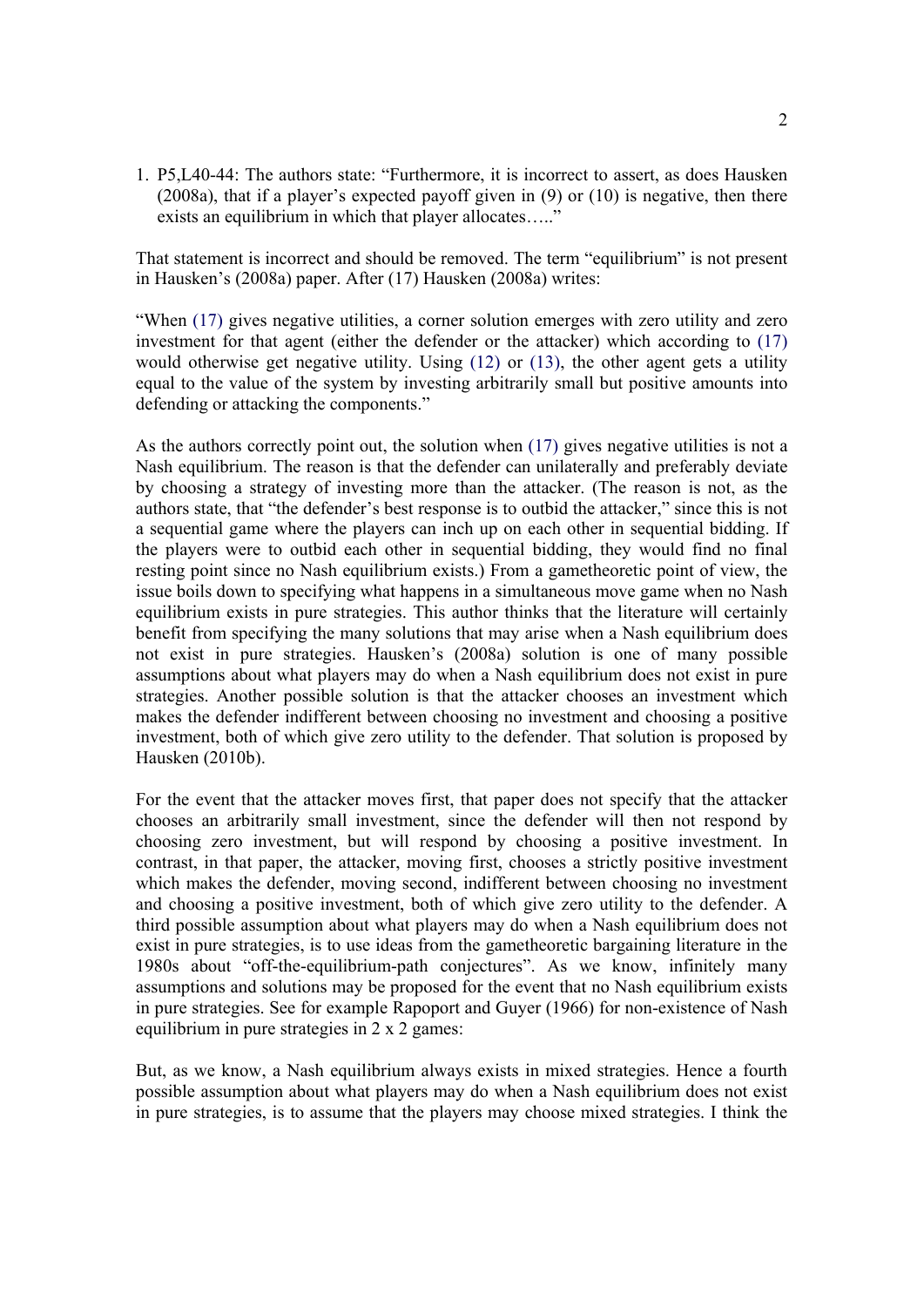1. P5,L40-44: The authors state: "Furthermore, it is incorrect to assert, as does Hausken (2008a), that if a player's expected payoff given in (9) or (10) is negative, then there exists an equilibrium in which that player allocates….."

That statement is incorrect and should be removed. The term "equilibrium" is not present in Hausken's (2008a) paper. After (17) Hausken (2008a) writes:

"When (17) gives negative utilities, a corner solution emerges with zero utility and zero investment for that agent (either the defender or the attacker) which according to (17) would otherwise get negative utility. Using (12) or (13), the other agent gets a utility equal to the value of the system by investing arbitrarily small but positive amounts into defending or attacking the components."

As the authors correctly point out, the solution when (17) gives negative utilities is not a Nash equilibrium. The reason is that the defender can unilaterally and preferably deviate by choosing a strategy of investing more than the attacker. (The reason is not, as the authors state, that "the defender's best response is to outbid the attacker," since this is not a sequential game where the players can inch up on each other in sequential bidding. If the players were to outbid each other in sequential bidding, they would find no final resting point since no Nash equilibrium exists.) From a gametheoretic point of view, the issue boils down to specifying what happens in a simultaneous move game when no Nash equilibrium exists in pure strategies. This author thinks that the literature will certainly benefit from specifying the many solutions that may arise when a Nash equilibrium does not exist in pure strategies. Hausken's (2008a) solution is one of many possible assumptions about what players may do when a Nash equilibrium does not exist in pure strategies. Another possible solution is that the attacker chooses an investment which makes the defender indifferent between choosing no investment and choosing a positive investment, both of which give zero utility to the defender. That solution is proposed by Hausken (2010b).

For the event that the attacker moves first, that paper does not specify that the attacker chooses an arbitrarily small investment, since the defender will then not respond by choosing zero investment, but will respond by choosing a positive investment. In contrast, in that paper, the attacker, moving first, chooses a strictly positive investment which makes the defender, moving second, indifferent between choosing no investment and choosing a positive investment, both of which give zero utility to the defender. A third possible assumption about what players may do when a Nash equilibrium does not exist in pure strategies, is to use ideas from the gametheoretic bargaining literature in the 1980s about "off-the-equilibrium-path conjectures". As we know, infinitely many assumptions and solutions may be proposed for the event that no Nash equilibrium exists in pure strategies. See for example Rapoport and Guyer (1966) for non-existence of Nash equilibrium in pure strategies in 2 x 2 games:

But, as we know, a Nash equilibrium always exists in mixed strategies. Hence a fourth possible assumption about what players may do when a Nash equilibrium does not exist in pure strategies, is to assume that the players may choose mixed strategies. I think the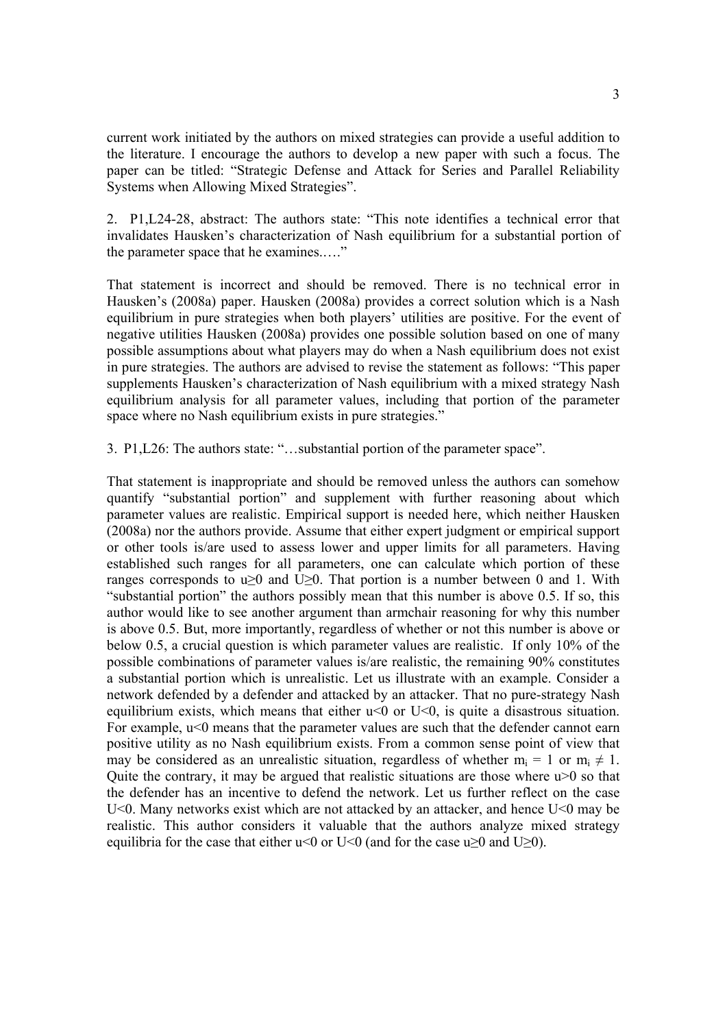current work initiated by the authors on mixed strategies can provide a useful addition to the literature. I encourage the authors to develop a new paper with such a focus. The paper can be titled: "Strategic Defense and Attack for Series and Parallel Reliability Systems when Allowing Mixed Strategies".

2. P1,L24-28, abstract: The authors state: "This note identifies a technical error that invalidates Hausken's characterization of Nash equilibrium for a substantial portion of the parameter space that he examines.…."

That statement is incorrect and should be removed. There is no technical error in Hausken's (2008a) paper. Hausken (2008a) provides a correct solution which is a Nash equilibrium in pure strategies when both players' utilities are positive. For the event of negative utilities Hausken (2008a) provides one possible solution based on one of many possible assumptions about what players may do when a Nash equilibrium does not exist in pure strategies. The authors are advised to revise the statement as follows: "This paper supplements Hausken's characterization of Nash equilibrium with a mixed strategy Nash equilibrium analysis for all parameter values, including that portion of the parameter space where no Nash equilibrium exists in pure strategies."

3. P1,L26: The authors state: "…substantial portion of the parameter space".

That statement is inappropriate and should be removed unless the authors can somehow quantify "substantial portion" and supplement with further reasoning about which parameter values are realistic. Empirical support is needed here, which neither Hausken (2008a) nor the authors provide. Assume that either expert judgment or empirical support or other tools is/are used to assess lower and upper limits for all parameters. Having established such ranges for all parameters, one can calculate which portion of these ranges corresponds to $u \geq 0$ and $U \geq 0$. That portion is a number between 0 and 1. With "substantial portion" the authors possibly mean that this number is above 0.5. If so, this author would like to see another argument than armchair reasoning for why this number is above 0.5. But, more importantly, regardless of whether or not this number is above or below 0.5, a crucial question is which parameter values are realistic. If only 10% of the possible combinations of parameter values is/are realistic, the remaining 90% constitutes a substantial portion which is unrealistic. Let us illustrate with an example. Consider a network defended by a defender and attacked by an attacker. That no pure-strategy Nash equilibrium exists, which means that either $u<0$ or $U<0$, is quite a disastrous situation. For example, $u<0$ means that the parameter values are such that the defender cannot earn positive utility as no Nash equilibrium exists. From a common sense point of view that may be considered as an unrealistic situation, regardless of whether $m_i = 1$ or $m_i \neq 1$. Quite the contrary, it may be argued that realistic situations are those where $u>0$ so that the defender has an incentive to defend the network. Let us further reflect on the case $U<0$. Many networks exist which are not attacked by an attacker, and hence $U<0$ may be realistic. This author considers it valuable that the authors analyze mixed strategy equilibria for the case that either $u<0$ or $U<0$ (and for the case $u \geq 0$ and $U \geq 0$).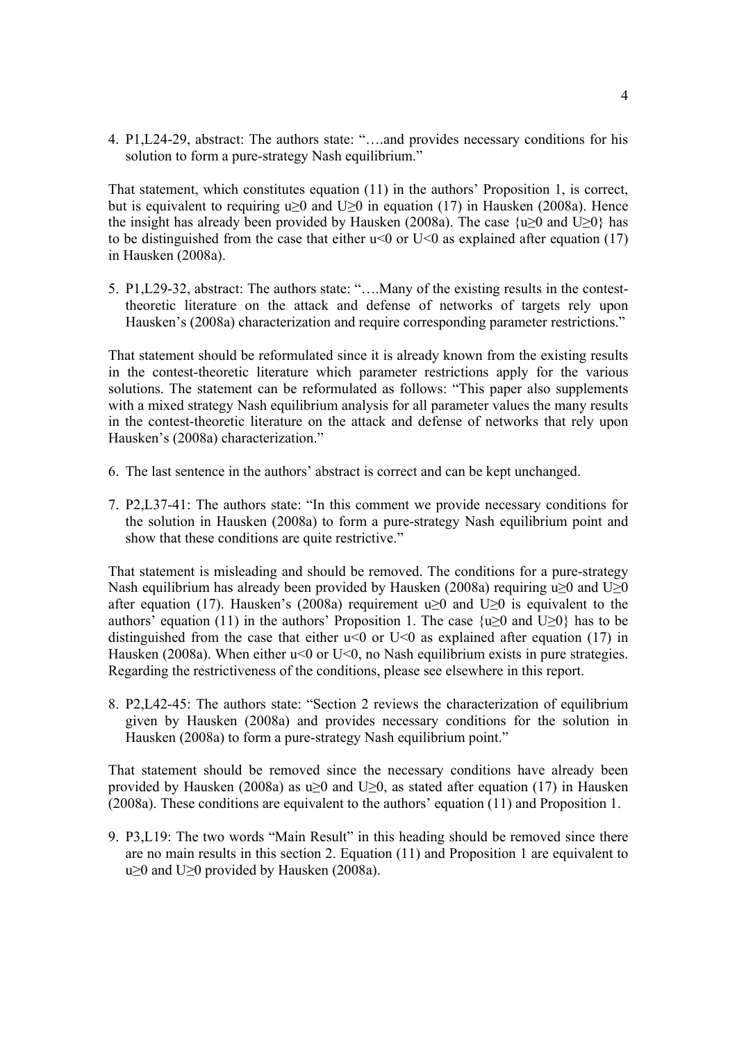4. P1,L24-29, abstract: The authors state: "….and provides necessary conditions for his solution to form a pure-strategy Nash equilibrium."

That statement, which constitutes equation (11) in the authors' Proposition 1, is correct, but is equivalent to requiring $u \geq 0$ and $U \geq 0$ in equation (17) in Hausken (2008a). Hence the insight has already been provided by Hausken (2008a). The case $\{u \geq 0 \text{ and } U \geq 0\}$ has to be distinguished from the case that either $u<0$ or $U<0$ as explained after equation (17) in Hausken (2008a).

5. P1,L29-32, abstract: The authors state: "….Many of the existing results in the contest-theoretic literature on the attack and defense of networks of targets rely upon Hausken's (2008a) characterization and require corresponding parameter restrictions."

That statement should be reformulated since it is already known from the existing results in the contest-theoretic literature which parameter restrictions apply for the various solutions. The statement can be reformulated as follows: "This paper also supplements with a mixed strategy Nash equilibrium analysis for all parameter values the many results in the contest-theoretic literature on the attack and defense of networks that rely upon Hausken's (2008a) characterization."

6. The last sentence in the authors' abstract is correct and can be kept unchanged.

7. P2,L37-41: The authors state: "In this comment we provide necessary conditions for the solution in Hausken (2008a) to form a pure-strategy Nash equilibrium point and show that these conditions are quite restrictive."

That statement is misleading and should be removed. The conditions for a pure-strategy Nash equilibrium has already been provided by Hausken (2008a) requiring $u \geq 0$ and $U \geq 0$ after equation (17). Hausken's (2008a) requirement $u \geq 0$ and $U \geq 0$ is equivalent to the authors' equation (11) in the authors' Proposition 1. The case $\{u \geq 0 \text{ and } U \geq 0\}$ has to be distinguished from the case that either $u<0$ or $U<0$ as explained after equation (17) in Hausken (2008a). When either $u<0$ or $U<0$, no Nash equilibrium exists in pure strategies. Regarding the restrictiveness of the conditions, please see elsewhere in this report.

8. P2,L42-45: The authors state: "Section 2 reviews the characterization of equilibrium given by Hausken (2008a) and provides necessary conditions for the solution in Hausken (2008a) to form a pure-strategy Nash equilibrium point."

That statement should be removed since the necessary conditions have already been provided by Hausken (2008a) as $u \geq 0$ and $U \geq 0$, as stated after equation (17) in Hausken (2008a). These conditions are equivalent to the authors' equation (11) and Proposition 1.

9. P3,L19: The two words "Main Result" in this heading should be removed since there are no main results in this section 2. Equation (11) and Proposition 1 are equivalent to $u \geq 0$ and $U \geq 0$ provided by Hausken (2008a).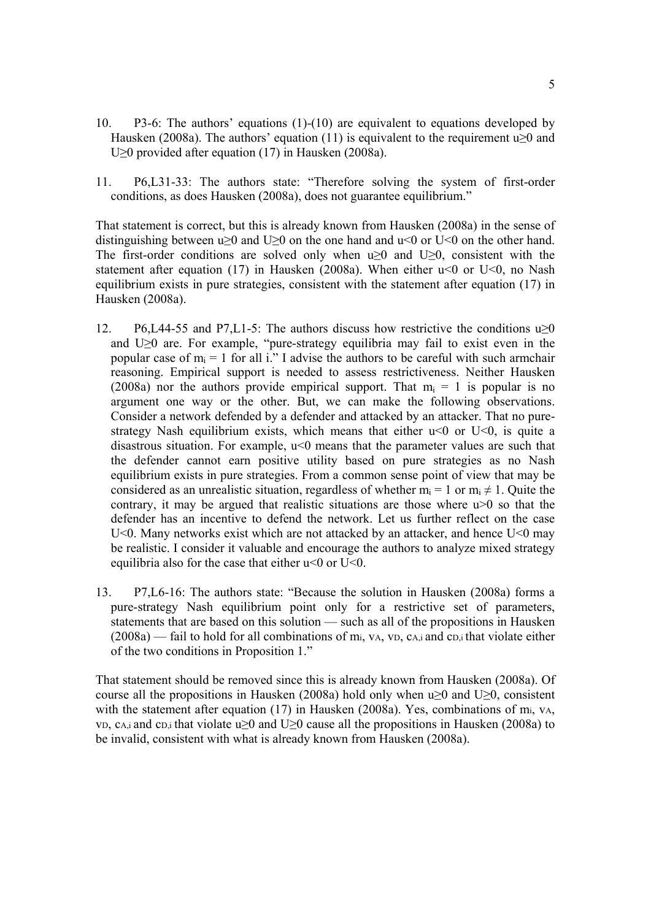10. P3-6: The authors' equations (1)-(10) are equivalent to equations developed by Hausken (2008a). The authors' equation (11) is equivalent to the requirement $u \geq 0$ and $U \geq 0$ provided after equation (17) in Hausken (2008a).

11. P6,L31-33: The authors state: "Therefore solving the system of first-order conditions, as does Hausken (2008a), does not guarantee equilibrium."

That statement is correct, but this is already known from Hausken (2008a) in the sense of distinguishing between $u \geq 0$ and $U \geq 0$ on the one hand and $u<0$ or $U<0$ on the other hand. The first-order conditions are solved only when $u \geq 0$ and $U \geq 0$, consistent with the statement after equation (17) in Hausken (2008a). When either $u<0$ or $U<0$, no Nash equilibrium exists in pure strategies, consistent with the statement after equation (17) in Hausken (2008a).

12. P6,L44-55 and P7,L1-5: The authors discuss how restrictive the conditions $u \geq 0$ and $U \geq 0$ are. For example, "pure-strategy equilibria may fail to exist even in the popular case of $m_i = 1$ for all i." I advise the authors to be careful with such armchair reasoning. Empirical support is needed to assess restrictiveness. Neither Hausken (2008a) nor the authors provide empirical support. That $m_i = 1$ is popular is no argument one way or the other. But, we can make the following observations. Consider a network defended by a defender and attacked by an attacker. That no pure-strategy Nash equilibrium exists, which means that either $u<0$ or $U<0$, is quite a disastrous situation. For example, $u<0$ means that the parameter values are such that the defender cannot earn positive utility based on pure strategies as no Nash equilibrium exists in pure strategies. From a common sense point of view that may be considered as an unrealistic situation, regardless of whether $m_i = 1$ or $m_i \neq 1$. Quite the contrary, it may be argued that realistic situations are those where $u>0$ so that the defender has an incentive to defend the network. Let us further reflect on the case $U<0$. Many networks exist which are not attacked by an attacker, and hence $U<0$ may be realistic. I consider it valuable and encourage the authors to analyze mixed strategy equilibria also for the case that either $u<0$ or $U<0$.

13. P7,L6-16: The authors state: "Because the solution in Hausken (2008a) forms a pure-strategy Nash equilibrium point only for a restrictive set of parameters, statements that are based on this solution — such as all of the propositions in Hausken (2008a) — fail to hold for all combinations of $m_i$, $v_A$, $v_D$, $c_{A,i}$ and $c_{D,i}$ that violate either of the two conditions in Proposition 1."

That statement should be removed since this is already known from Hausken (2008a). Of course all the propositions in Hausken (2008a) hold only when $u \geq 0$ and $U \geq 0$, consistent with the statement after equation (17) in Hausken (2008a). Yes, combinations of $m_i$, $v_A$, $v_D$, $c_{A,i}$ and $c_{D,i}$ that violate $u \geq 0$ and $U \geq 0$ cause all the propositions in Hausken (2008a) to be invalid, consistent with what is already known from Hausken (2008a).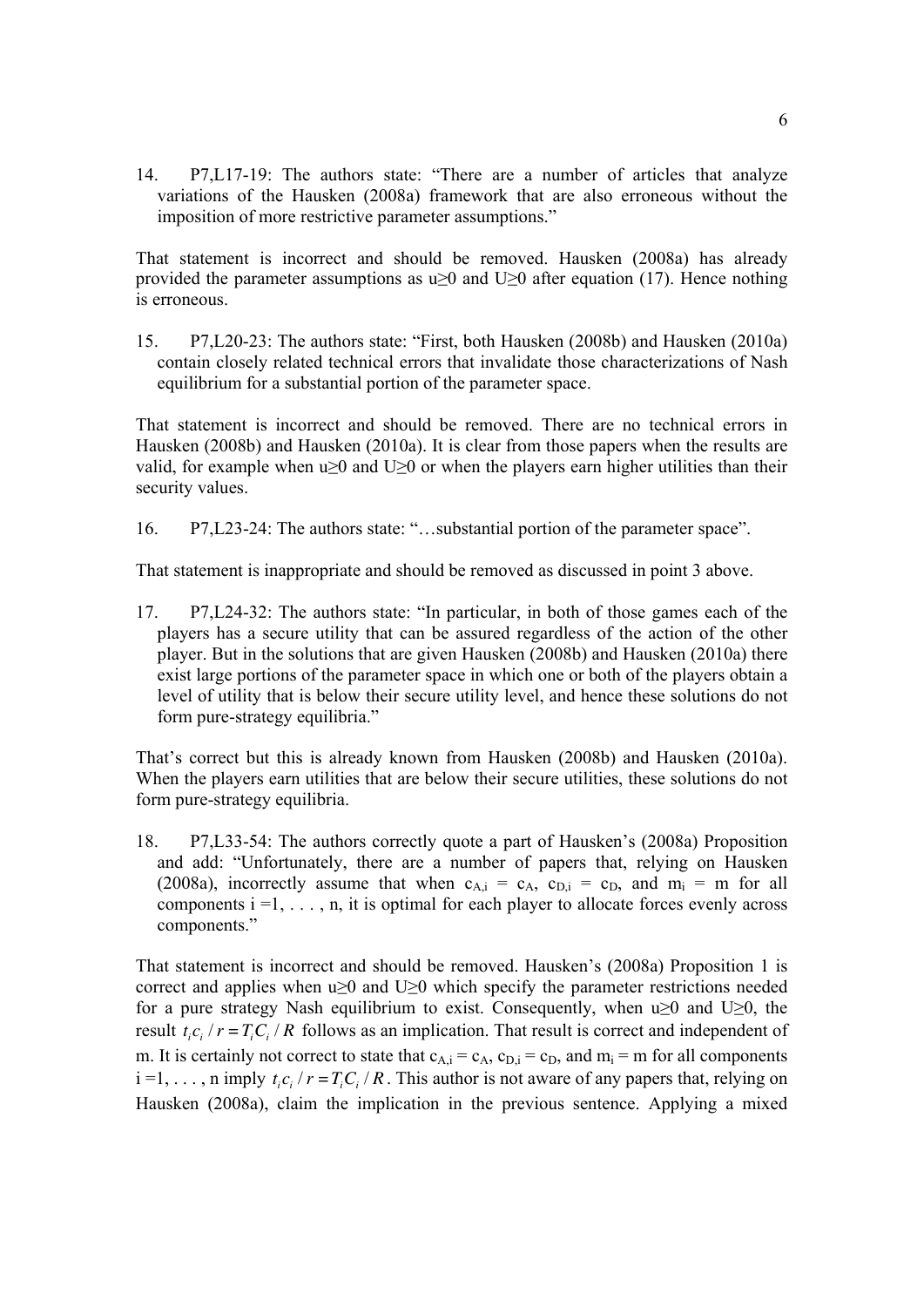14. P7,L17-19: The authors state: "There are a number of articles that analyze variations of the Hausken (2008a) framework that are also erroneous without the imposition of more restrictive parameter assumptions."

That statement is incorrect and should be removed. Hausken (2008a) has already provided the parameter assumptions as $u \geq 0$ and $U \geq 0$ after equation (17). Hence nothing is erroneous.

15. P7,L20-23: The authors state: "First, both Hausken (2008b) and Hausken (2010a) contain closely related technical errors that invalidate those characterizations of Nash equilibrium for a substantial portion of the parameter space.

That statement is incorrect and should be removed. There are no technical errors in Hausken (2008b) and Hausken (2010a). It is clear from those papers when the results are valid, for example when $u \geq 0$ and $U \geq 0$ or when the players earn higher utilities than their security values.

16. P7,L23-24: The authors state: "…substantial portion of the parameter space".

That statement is inappropriate and should be removed as discussed in point 3 above.

17. P7,L24-32: The authors state: "In particular, in both of those games each of the players has a secure utility that can be assured regardless of the action of the other player. But in the solutions that are given Hausken (2008b) and Hausken (2010a) there exist large portions of the parameter space in which one or both of the players obtain a level of utility that is below their secure utility level, and hence these solutions do not form pure-strategy equilibria."

That's correct but this is already known from Hausken (2008b) and Hausken (2010a). When the players earn utilities that are below their secure utilities, these solutions do not form pure-strategy equilibria.

18. P7,L33-54: The authors correctly quote a part of Hausken's (2008a) Proposition and add: "Unfortunately, there are a number of papers that, relying on Hausken (2008a), incorrectly assume that when $c_{A,i} = c_A$, $c_{D,i} = c_D$, and $m_i = m$ for all components $i = 1, \ldots, n$, it is optimal for each player to allocate forces evenly across components."

That statement is incorrect and should be removed. Hausken's (2008a) Proposition 1 is correct and applies when $u \geq 0$ and $U \geq 0$ which specify the parameter restrictions needed for a pure strategy Nash equilibrium to exist. Consequently, when $u \geq 0$ and $U \geq 0$, the result $t_i c_i / r = T_i C_i / R$ follows as an implication. That result is correct and independent of m. It is certainly not correct to state that $c_{A,i} = c_A$, $c_{D,i} = c_D$, and $m_i = m$ for all components $i = 1, \ldots, n$ imply $t_i c_i / r = T_i C_i / R$. This author is not aware of any papers that, relying on Hausken (2008a), claim the implication in the previous sentence. Applying a mixed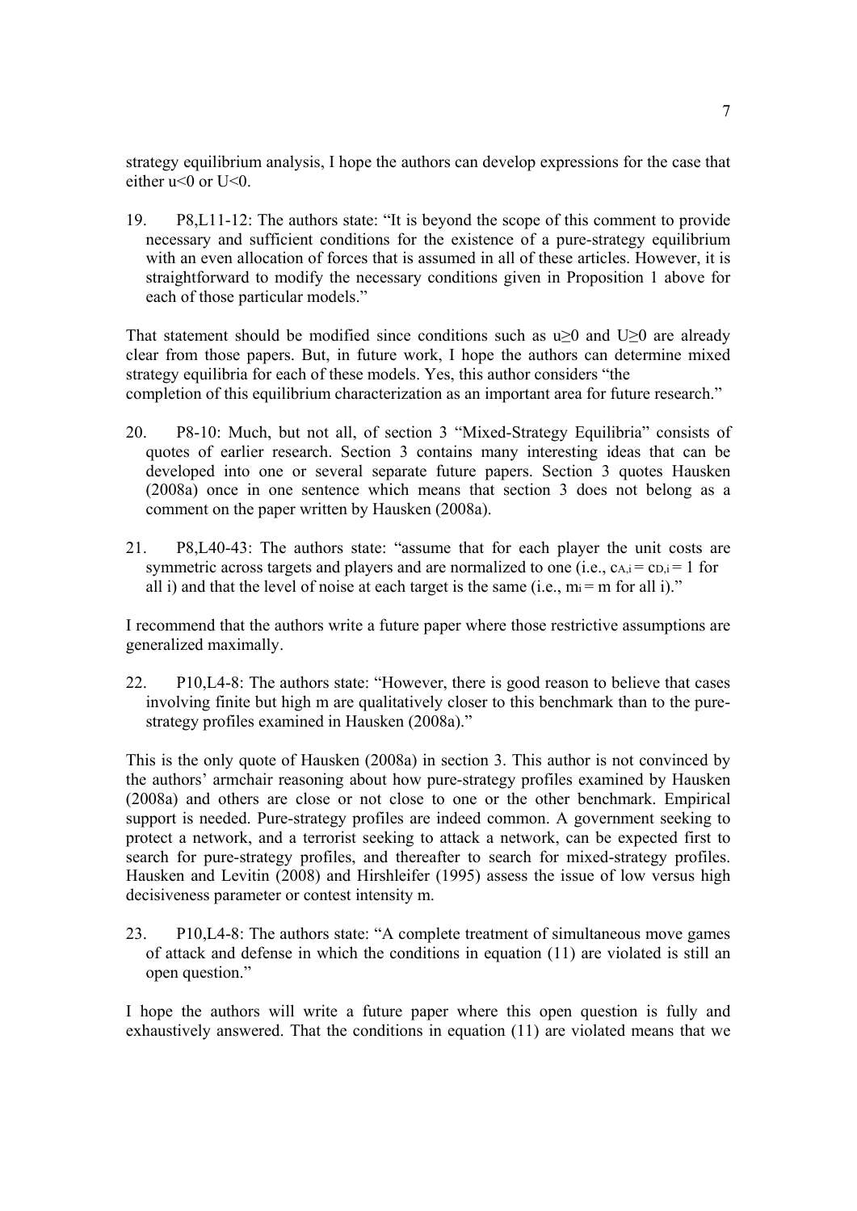strategy equilibrium analysis, I hope the authors can develop expressions for the case that either $u<0$ or $U<0$.

19. P8,L11-12: The authors state: "It is beyond the scope of this comment to provide necessary and sufficient conditions for the existence of a pure-strategy equilibrium with an even allocation of forces that is assumed in all of these articles. However, it is straightforward to modify the necessary conditions given in Proposition 1 above for each of those particular models."

That statement should be modified since conditions such as $u \geq 0$ and $U \geq 0$ are already clear from those papers. But, in future work, I hope the authors can determine mixed strategy equilibria for each of these models. Yes, this author considers "the completion of this equilibrium characterization as an important area for future research."

20. P8-10: Much, but not all, of section 3 "Mixed-Strategy Equilibria" consists of quotes of earlier research. Section 3 contains many interesting ideas that can be developed into one or several separate future papers. Section 3 quotes Hausken (2008a) once in one sentence which means that section 3 does not belong as a comment on the paper written by Hausken (2008a).

21. P8,L40-43: The authors state: "assume that for each player the unit costs are symmetric across targets and players and are normalized to one (i.e., $c_{A,i} = c_{D,i} = 1$ for all i) and that the level of noise at each target is the same (i.e., $m_i = m$ for all i)."

I recommend that the authors write a future paper where those restrictive assumptions are generalized maximally.

22. P10,L4-8: The authors state: "However, there is good reason to believe that cases involving finite but high m are qualitatively closer to this benchmark than to the pure-strategy profiles examined in Hausken (2008a)."

This is the only quote of Hausken (2008a) in section 3. This author is not convinced by the authors' armchair reasoning about how pure-strategy profiles examined by Hausken (2008a) and others are close or not close to one or the other benchmark. Empirical support is needed. Pure-strategy profiles are indeed common. A government seeking to protect a network, and a terrorist seeking to attack a network, can be expected first to search for pure-strategy profiles, and thereafter to search for mixed-strategy profiles. Hausken and Levitin (2008) and Hirshleifer (1995) assess the issue of low versus high decisiveness parameter or contest intensity m.

23. P10,L4-8: The authors state: "A complete treatment of simultaneous move games of attack and defense in which the conditions in equation (11) are violated is still an open question."

I hope the authors will write a future paper where this open question is fully and exhaustively answered. That the conditions in equation (11) are violated means that we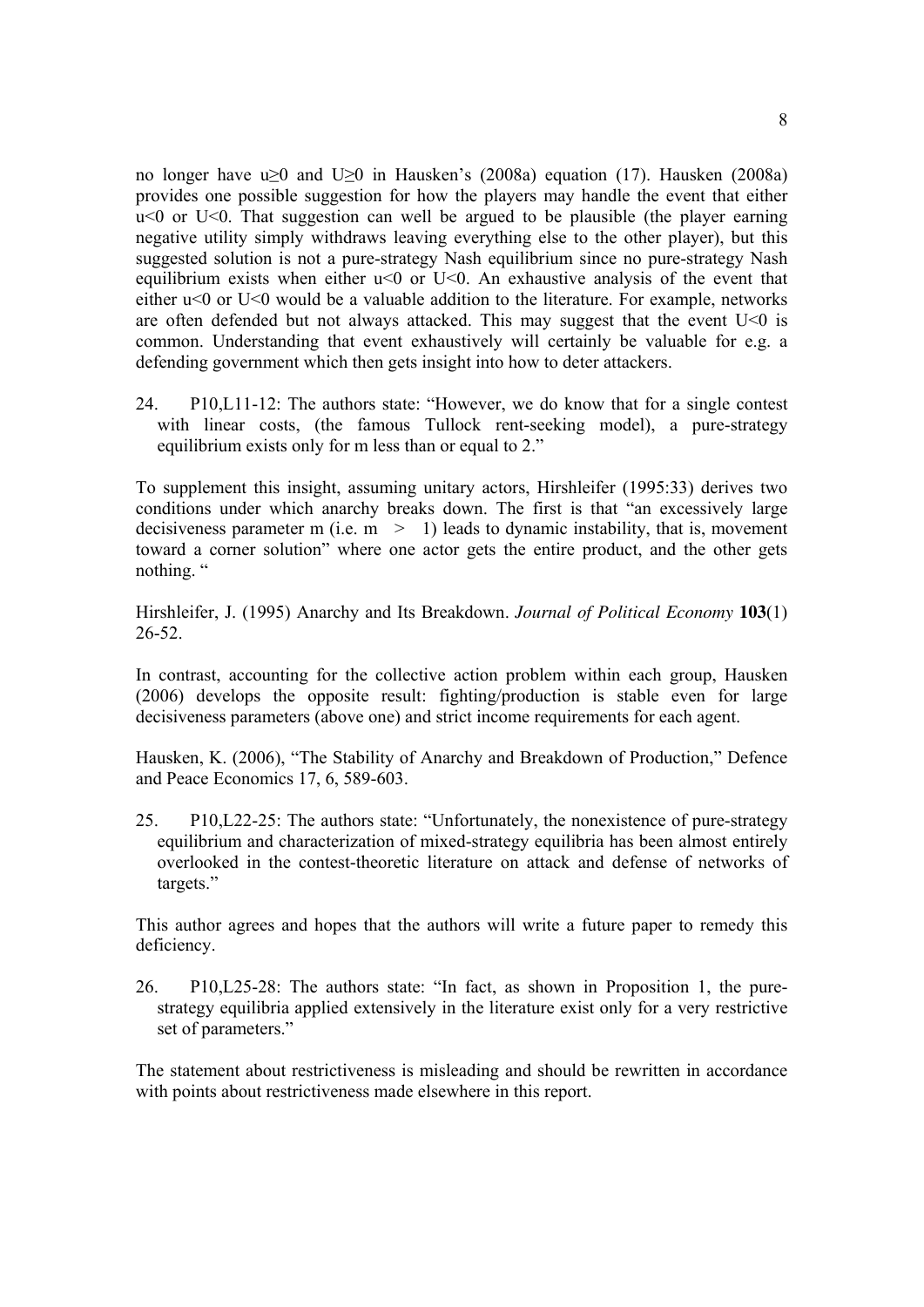no longer have $u \geq 0$ and $U \geq 0$ in Hausken's (2008a) equation (17). Hausken (2008a) provides one possible suggestion for how the players may handle the event that either $u<0$ or $U<0$. That suggestion can well be argued to be plausible (the player earning negative utility simply withdraws leaving everything else to the other player), but this suggested solution is not a pure-strategy Nash equilibrium since no pure-strategy Nash equilibrium exists when either $u<0$ or $U<0$. An exhaustive analysis of the event that either $u<0$ or $U<0$ would be a valuable addition to the literature. For example, networks are often defended but not always attacked. This may suggest that the event $U<0$ is common. Understanding that event exhaustively will certainly be valuable for e.g. a defending government which then gets insight into how to deter attackers.

24. P10,L11-12: The authors state: "However, we do know that for a single contest with linear costs, (the famous Tullock rent-seeking model), a pure-strategy equilibrium exists only for m less than or equal to 2."

To supplement this insight, assuming unitary actors, Hirshleifer (1995:33) derives two conditions under which anarchy breaks down. The first is that "an excessively large decisiveness parameter m (i.e. $m > 1$) leads to dynamic instability, that is, movement toward a corner solution" where one actor gets the entire product, and the other gets nothing. "

Hirshleifer, J. (1995) Anarchy and Its Breakdown. *Journal of Political Economy* **103**(1) 26-52.

In contrast, accounting for the collective action problem within each group, Hausken (2006) develops the opposite result: fighting/production is stable even for large decisiveness parameters (above one) and strict income requirements for each agent.

Hausken, K. (2006), "The Stability of Anarchy and Breakdown of Production," Defence and Peace Economics 17, 6, 589-603.

25. P10,L22-25: The authors state: "Unfortunately, the nonexistence of pure-strategy equilibrium and characterization of mixed-strategy equilibria has been almost entirely overlooked in the contest-theoretic literature on attack and defense of networks of targets."

This author agrees and hopes that the authors will write a future paper to remedy this deficiency.

26. P10,L25-28: The authors state: "In fact, as shown in Proposition 1, the pure-strategy equilibria applied extensively in the literature exist only for a very restrictive set of parameters."

The statement about restrictiveness is misleading and should be rewritten in accordance with points about restrictiveness made elsewhere in this report.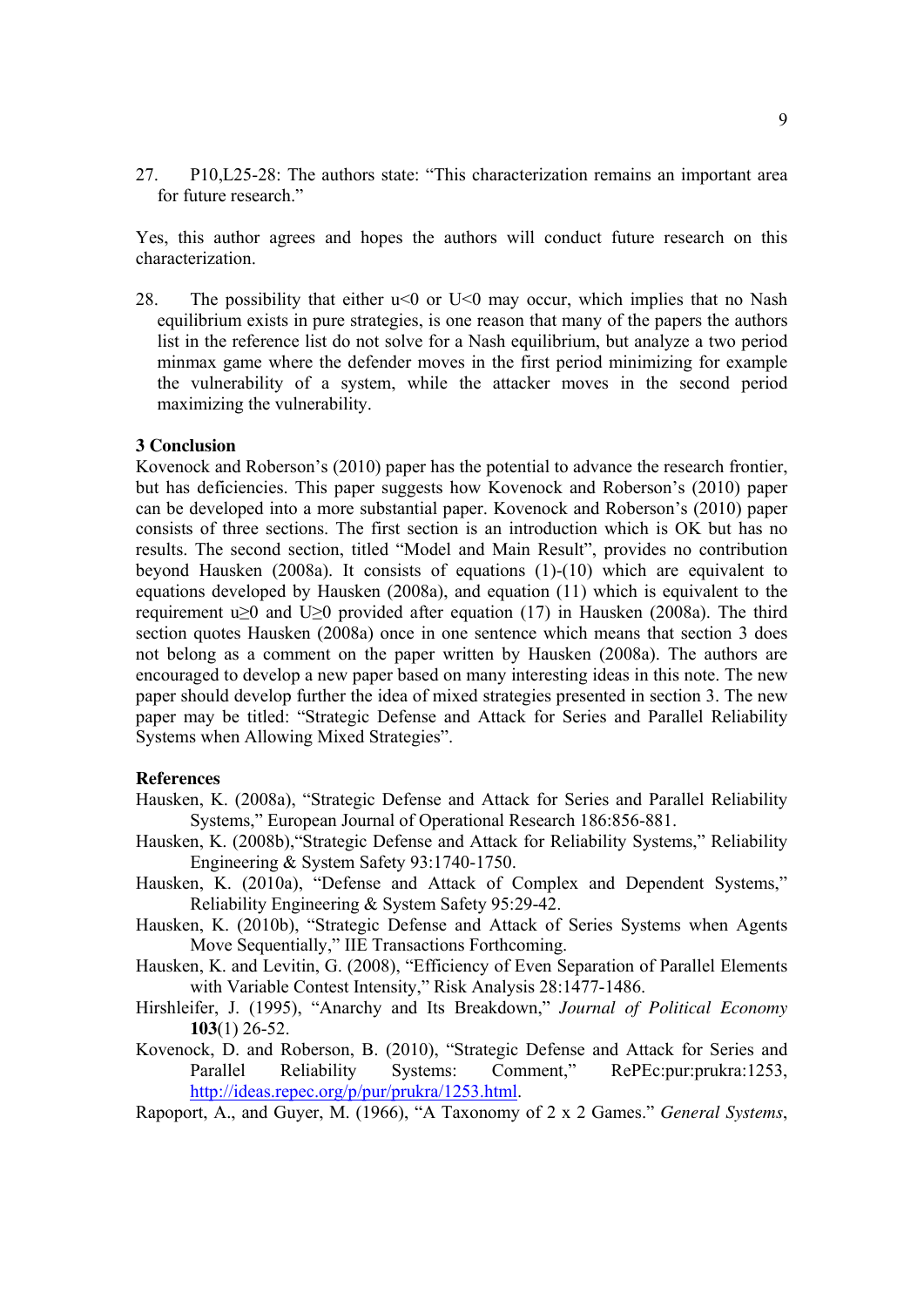27. P10,L25-28: The authors state: "This characterization remains an important area for future research."

Yes, this author agrees and hopes the authors will conduct future research on this characterization.

28. The possibility that either $u<0$ or $U<0$ may occur, which implies that no Nash equilibrium exists in pure strategies, is one reason that many of the papers the authors list in the reference list do not solve for a Nash equilibrium, but analyze a two period minmax game where the defender moves in the first period minimizing for example the vulnerability of a system, while the attacker moves in the second period maximizing the vulnerability.

### 3 Conclusion

Kovenock and Roberson's (2010) paper has the potential to advance the research frontier, but has deficiencies. This paper suggests how Kovenock and Roberson's (2010) paper can be developed into a more substantial paper. Kovenock and Roberson's (2010) paper consists of three sections. The first section is an introduction which is OK but has no results. The second section, titled "Model and Main Result", provides no contribution beyond Hausken (2008a). It consists of equations (1)-(10) which are equivalent to equations developed by Hausken (2008a), and equation (11) which is equivalent to the requirement $u\geq 0$ and $U\geq 0$ provided after equation (17) in Hausken (2008a). The third section quotes Hausken (2008a) once in one sentence which means that section 3 does not belong as a comment on the paper written by Hausken (2008a). The authors are encouraged to develop a new paper based on many interesting ideas in this note. The new paper should develop further the idea of mixed strategies presented in section 3. The new paper may be titled: "Strategic Defense and Attack for Series and Parallel Reliability Systems when Allowing Mixed Strategies".

### References

Hausken, K. (2008a), "Strategic Defense and Attack for Series and Parallel Reliability Systems," European Journal of Operational Research 186:856-881.

Hausken, K. (2008b),"Strategic Defense and Attack for Reliability Systems," Reliability Engineering & System Safety 93:1740-1750.

Hausken, K. (2010a), "Defense and Attack of Complex and Dependent Systems," Reliability Engineering & System Safety 95:29-42.

Hausken, K. (2010b), "Strategic Defense and Attack of Series Systems when Agents Move Sequentially," IIE Transactions Forthcoming.

Hausken, K. and Levitin, G. (2008), "Efficiency of Even Separation of Parallel Elements with Variable Contest Intensity," Risk Analysis 28:1477-1486.

Hirshleifer, J. (1995), "Anarchy and Its Breakdown," *Journal of Political Economy* **103**(1) 26-52.

Kovenock, D. and Roberson, B. (2010), "Strategic Defense and Attack for Series and Parallel Reliability Systems: Comment," RePEc:pur:prukra:1253, http://ideas.repec.org/p/pur/prukra/1253.html.

Rapoport, A., and Guyer, M. (1966), "A Taxonomy of 2 x 2 Games." *General Systems*,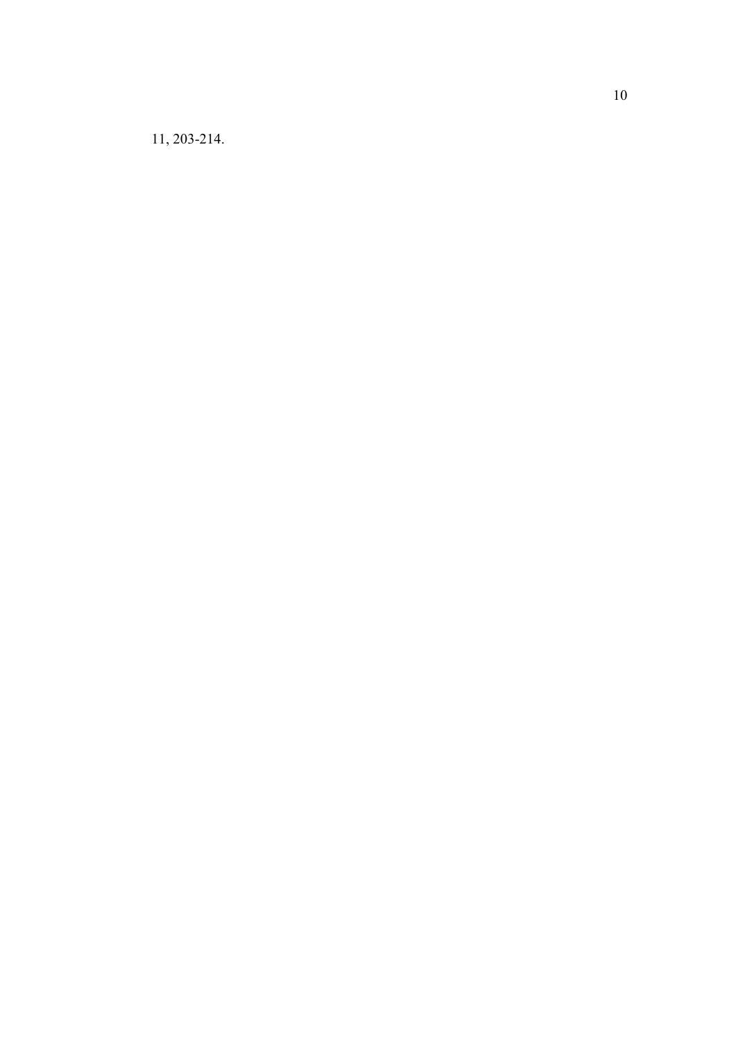11, 203-214.